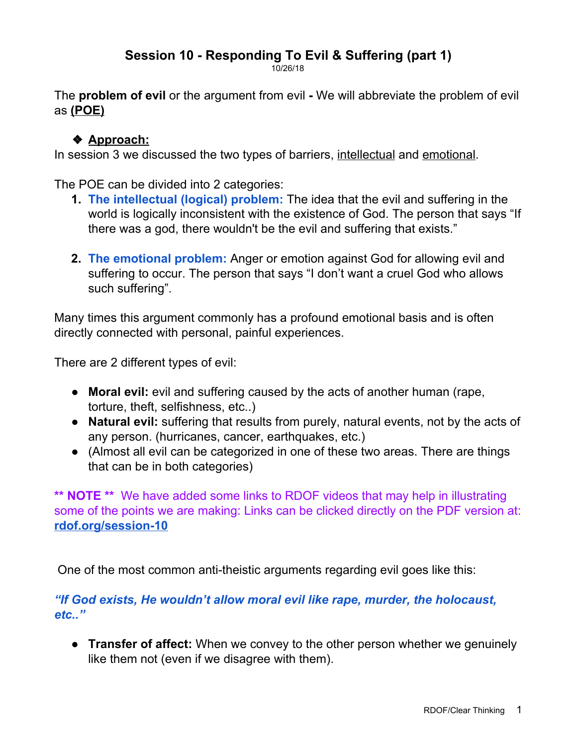# Session 10 - Responding To Evil & Suffering (part 1)

10/26/18

The **problem of evil** or the argument from evil **-** We will abbreviate the problem of evil as **(POE)**

- **Approach:**

In session 3 we discussed the two types of barriers, intellectual and emotional.

The POE can be divided into 2 categories:

1. **The intellectual (logical) problem:** The idea that the evil and suffering in the world is logically inconsistent with the existence of God. The person that says "If there was a god, there wouldn't be the evil and suffering that exists."

2. **The emotional problem:** Anger or emotion against God for allowing evil and suffering to occur. The person that says "I don't want a cruel God who allows such suffering".

Many times this argument commonly has a profound emotional basis and is often directly connected with personal, painful experiences.

There are 2 different types of evil:

- **Moral evil:** evil and suffering caused by the acts of another human (rape, torture, theft, selfishness, etc..)
- **Natural evil:** suffering that results from purely, natural events, not by the acts of any person. (hurricanes, cancer, earthquakes, etc.)
- (Almost all evil can be categorized in one of these two areas. There are things that can be in both categories)

**** NOTE **** We have added some links to RDOF videos that may help in illustrating some of the points we are making: Links can be clicked directly on the PDF version at: **rdof.org/session-10**

One of the most common anti-theistic arguments regarding evil goes like this:

***"If God exists, He wouldn't allow moral evil like rape, murder, the holocaust, etc.."***

- **Transfer of affect:** When we convey to the other person whether we genuinely like them not (even if we disagree with them).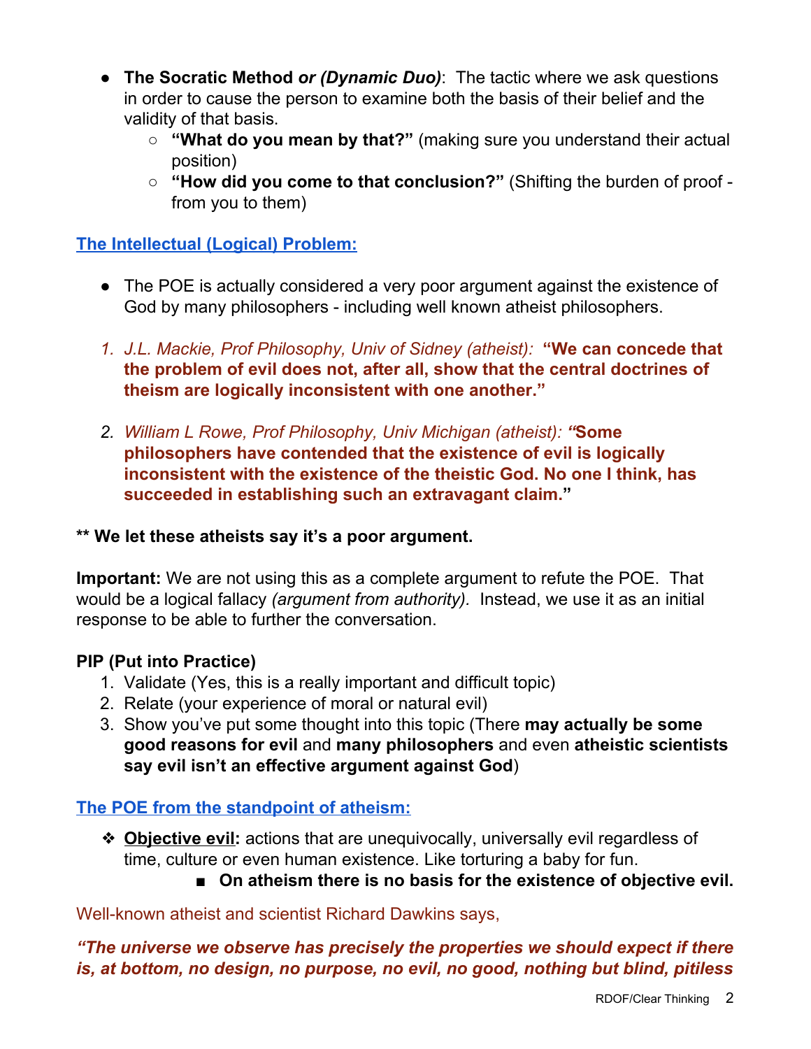- **The Socratic Method** ***or (Dynamic Duo)***: The tactic where we ask questions in order to cause the person to examine both the basis of their belief and the validity of that basis.
  - **"What do you mean by that?"** (making sure you understand their actual position)
  - **"How did you come to that conclusion?"** (Shifting the burden of proof - from you to them)

## The Intellectual (Logical) Problem:

- The POE is actually considered a very poor argument against the existence of God by many philosophers - including well known atheist philosophers.

1. *J.L. Mackie, Prof Philosophy, Univ of Sidney (atheist):* **"We can concede that the problem of evil does not, after all, show that the central doctrines of theism are logically inconsistent with one another."**

2. *William L Rowe, Prof Philosophy, Univ Michigan (atheist):* ***"*****Some philosophers have contended that the existence of evil is logically inconsistent with the existence of the theistic God. No one I think, has succeeded in establishing such an extravagant claim."**

**** We let these atheists say it's a poor argument.**

**Important:** We are not using this as a complete argument to refute the POE. That would be a logical fallacy *(argument from authority).* Instead, we use it as an initial response to be able to further the conversation.

**PIP (Put into Practice)**
1. Validate (Yes, this is a really important and difficult topic)
2. Relate (your experience of moral or natural evil)
3. Show you've put some thought into this topic (There **may actually be some good reasons for evil** and **many philosophers** and even **atheistic scientists say evil isn't an effective argument against God**)

## The POE from the standpoint of atheism:

- **Objective evil:** actions that are unequivocally, universally evil regardless of time, culture or even human existence. Like torturing a baby for fun.
  - **On atheism there is no basis for the existence of objective evil.**

Well-known atheist and scientist Richard Dawkins says,

***"The universe we observe has precisely the properties we should expect if there is, at bottom, no design, no purpose, no evil, no good, nothing but blind, pitiless***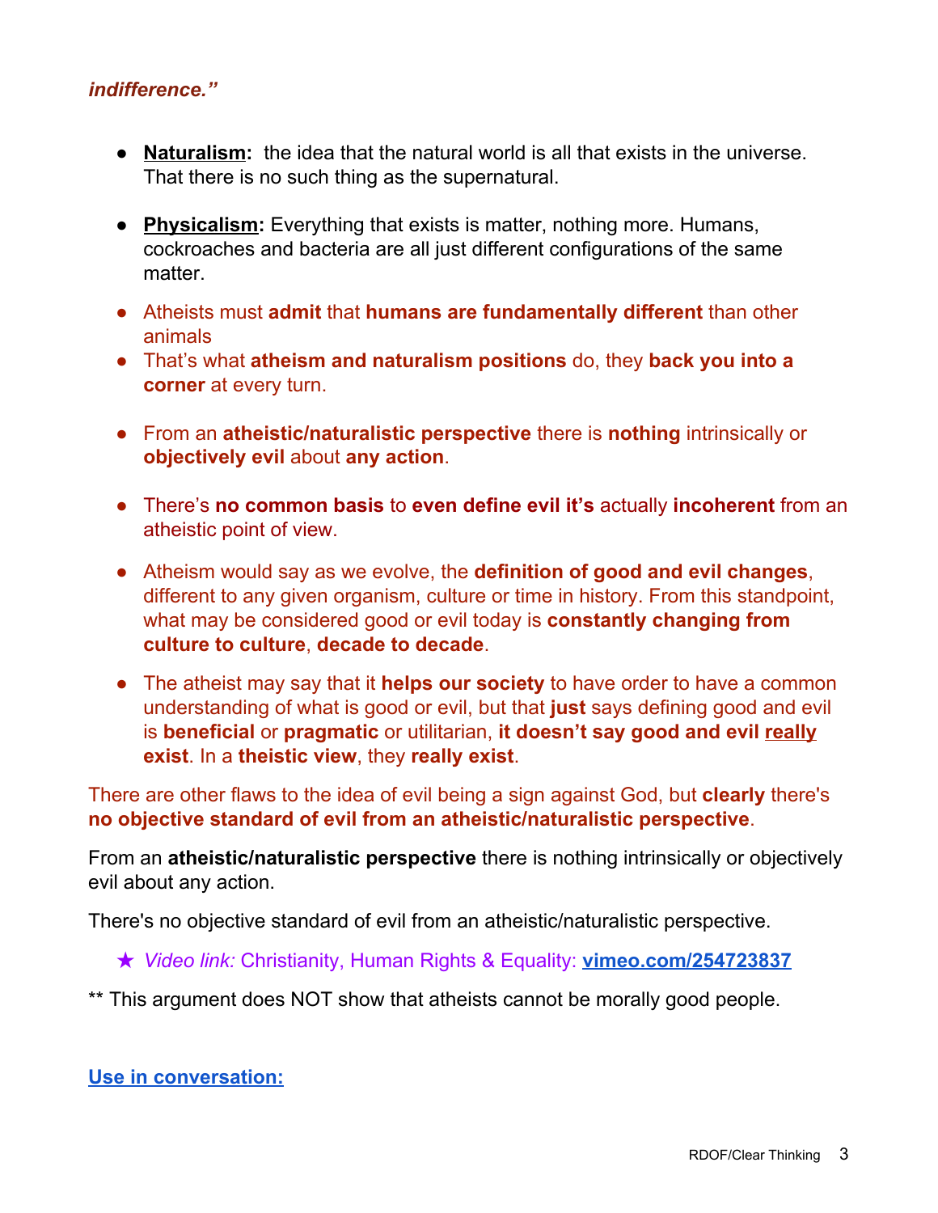***indifference."***

- **Naturalism:** the idea that the natural world is all that exists in the universe. That there is no such thing as the supernatural.

- **Physicalism:** Everything that exists is matter, nothing more. Humans, cockroaches and bacteria are all just different configurations of the same matter.

- Atheists must **admit** that **humans are fundamentally different** than other animals
- That's what **atheism and naturalism positions** do, they **back you into a corner** at every turn.

- From an **atheistic/naturalistic perspective** there is **nothing** intrinsically or **objectively evil** about **any action**.

- There's **no common basis** to **even define evil it's** actually **incoherent** from an atheistic point of view.

- Atheism would say as we evolve, the **definition of good and evil changes**, different to any given organism, culture or time in history. From this standpoint, what may be considered good or evil today is **constantly changing from culture to culture**, **decade to decade**.

- The atheist may say that it **helps our society** to have order to have a common understanding of what is good or evil, but that **just** says defining good and evil is **beneficial** or **pragmatic** or utilitarian, **it doesn't say good and evil <u>really</u> exist**. In a **theistic view**, they **really exist**.

There are other flaws to the idea of evil being a sign against God, but **clearly** there's **no objective standard of evil from an atheistic/naturalistic perspective**.

From an **atheistic/naturalistic perspective** there is nothing intrinsically or objectively evil about any action.

There's no objective standard of evil from an atheistic/naturalistic perspective.

★ *Video link:* Christianity, Human Rights & Equality: **[vimeo.com/254723837](https://vimeo.com/254723837)**

** This argument does NOT show that atheists cannot be morally good people.

**<u>Use in conversation:</u>**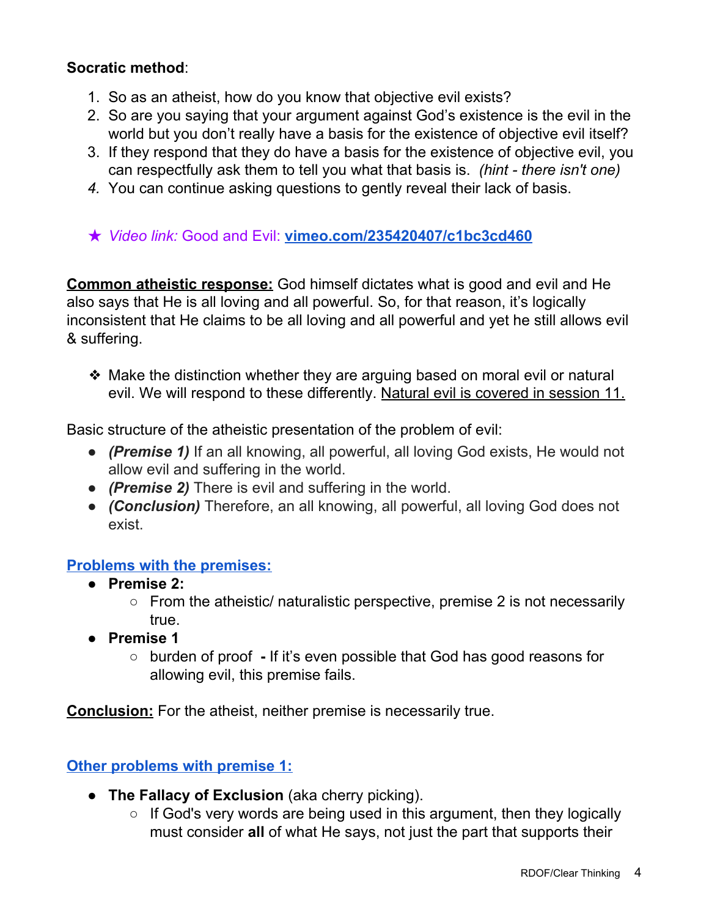**Socratic method**:

1. So as an atheist, how do you know that objective evil exists?
2. So are you saying that your argument against God's existence is the evil in the world but you don't really have a basis for the existence of objective evil itself?
3. If they respond that they do have a basis for the existence of objective evil, you can respectfully ask them to tell you what that basis is. *(hint - there isn't one)*
4. You can continue asking questions to gently reveal their lack of basis.

★ *Video link:* Good and Evil: **vimeo.com/235420407/c1bc3cd460**

**Common atheistic response:** God himself dictates what is good and evil and He also says that He is all loving and all powerful. So, for that reason, it's logically inconsistent that He claims to be all loving and all powerful and yet he still allows evil & suffering.

- Make the distinction whether they are arguing based on moral evil or natural evil. We will respond to these differently. Natural evil is covered in session 11.

Basic structure of the atheistic presentation of the problem of evil:

- ***(Premise 1)*** If an all knowing, all powerful, all loving God exists, He would not allow evil and suffering in the world.
- ***(Premise 2)*** There is evil and suffering in the world.
- ***(Conclusion)*** Therefore, an all knowing, all powerful, all loving God does not exist.

**Problems with the premises:**

- **Premise 2:**
  - From the atheistic/ naturalistic perspective, premise 2 is not necessarily true.
- **Premise 1**
  - burden of proof **-** If it's even possible that God has good reasons for allowing evil, this premise fails.

**Conclusion:** For the atheist, neither premise is necessarily true.

**Other problems with premise 1:**

- **The Fallacy of Exclusion** (aka cherry picking).
  - If God's very words are being used in this argument, then they logically must consider **all** of what He says, not just the part that supports their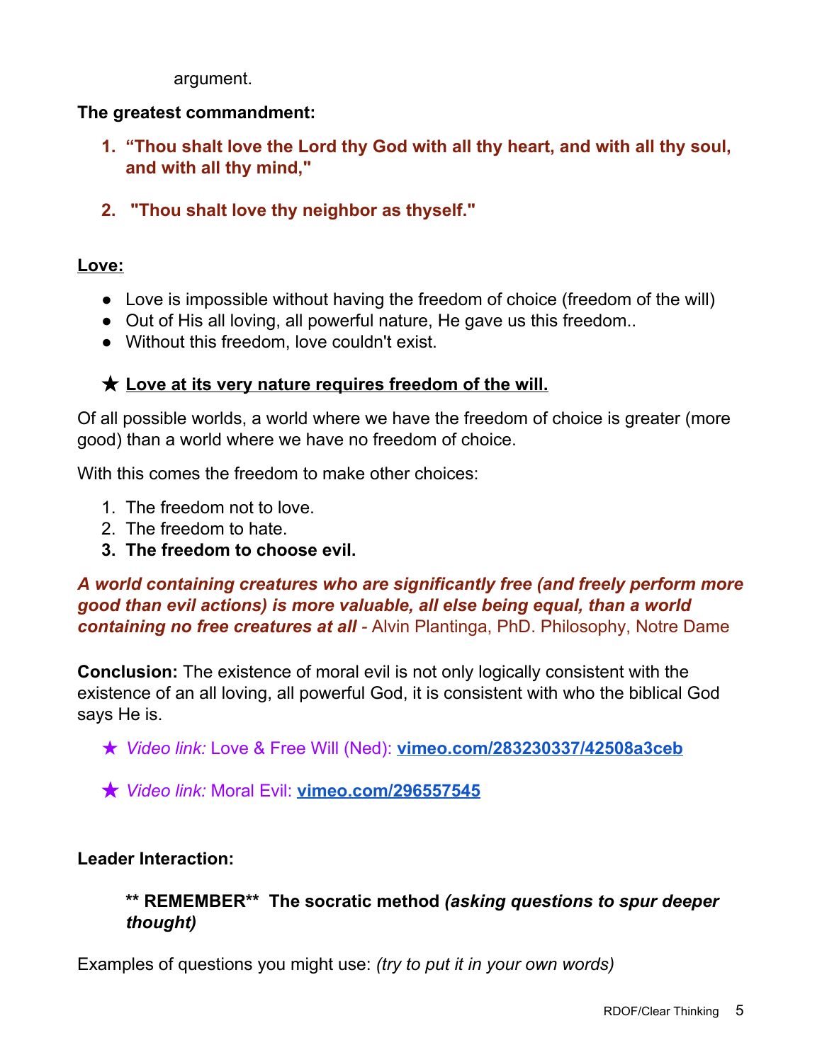argument.

**The greatest commandment:**

1. **"Thou shalt love the Lord thy God with all thy heart, and with all thy soul, and with all thy mind,"**
2. **"Thou shalt love thy neighbor as thyself."**

**Love:**

- Love is impossible without having the freedom of choice (freedom of the will)
- Out of His all loving, all powerful nature, He gave us this freedom..
- Without this freedom, love couldn't exist.

★ **Love at its very nature requires freedom of the will.**

Of all possible worlds, a world where we have the freedom of choice is greater (more good) than a world where we have no freedom of choice.

With this comes the freedom to make other choices:

1. The freedom not to love.
2. The freedom to hate.
3. **The freedom to choose evil.**

***A world containing creatures who are significantly free (and freely perform more good than evil actions) is more valuable, all else being equal, than a world containing no free creatures at all*** - Alvin Plantinga, PhD. Philosophy, Notre Dame

**Conclusion:** The existence of moral evil is not only logically consistent with the existence of an all loving, all powerful God, it is consistent with who the biblical God says He is.

★ *Video link:* Love & Free Will (Ned): **vimeo.com/283230337/42508a3ceb**

★ *Video link:* Moral Evil: **vimeo.com/296557545**

**Leader Interaction:**

**\*\* REMEMBER\*\* The socratic method *(asking questions to spur deeper thought)***

Examples of questions you might use: *(try to put it in your own words)*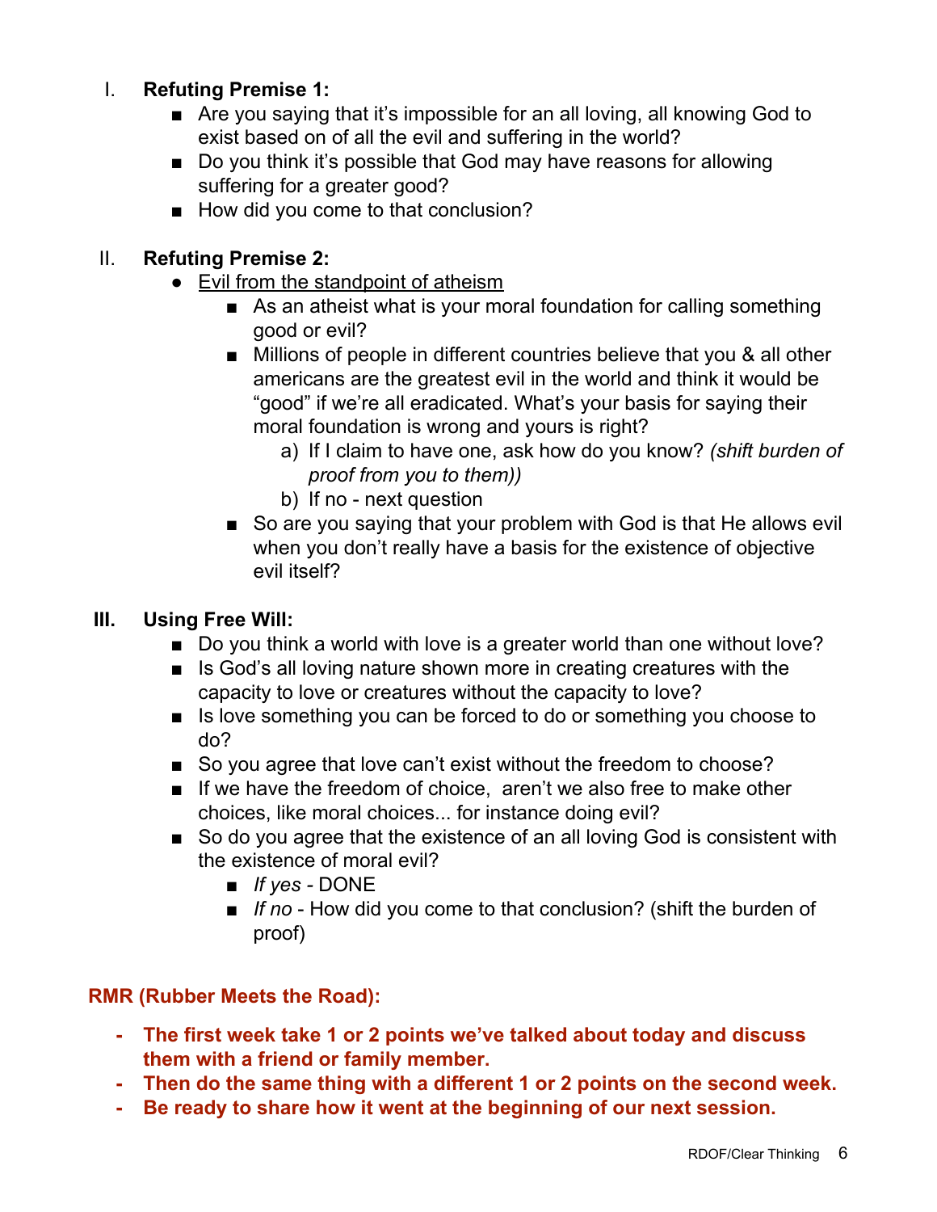I. **Refuting Premise 1:**
   - Are you saying that it's impossible for an all loving, all knowing God to exist based on of all the evil and suffering in the world?
   - Do you think it's possible that God may have reasons for allowing suffering for a greater good?
   - How did you come to that conclusion?

II. **Refuting Premise 2:**
   - Evil from the standpoint of atheism
     - As an atheist what is your moral foundation for calling something good or evil?
     - Millions of people in different countries believe that you & all other americans are the greatest evil in the world and think it would be "good" if we're all eradicated. What's your basis for saying their moral foundation is wrong and yours is right?
       a) If I claim to have one, ask how do you know? *(shift burden of proof from you to them))*
       b) If no - next question
     - So are you saying that your problem with God is that He allows evil when you don't really have a basis for the existence of objective evil itself?

**III. Using Free Will:**
   - Do you think a world with love is a greater world than one without love?
   - Is God's all loving nature shown more in creating creatures with the capacity to love or creatures without the capacity to love?
   - Is love something you can be forced to do or something you choose to do?
   - So you agree that love can't exist without the freedom to choose?
   - If we have the freedom of choice, aren't we also free to make other choices, like moral choices... for instance doing evil?
   - So do you agree that the existence of an all loving God is consistent with the existence of moral evil?
     - *If yes* - DONE
     - *If no* - How did you come to that conclusion? (shift the burden of proof)

**RMR (Rubber Meets the Road):**

- **The first week take 1 or 2 points we've talked about today and discuss them with a friend or family member.**
- **Then do the same thing with a different 1 or 2 points on the second week.**
- **Be ready to share how it went at the beginning of our next session.**